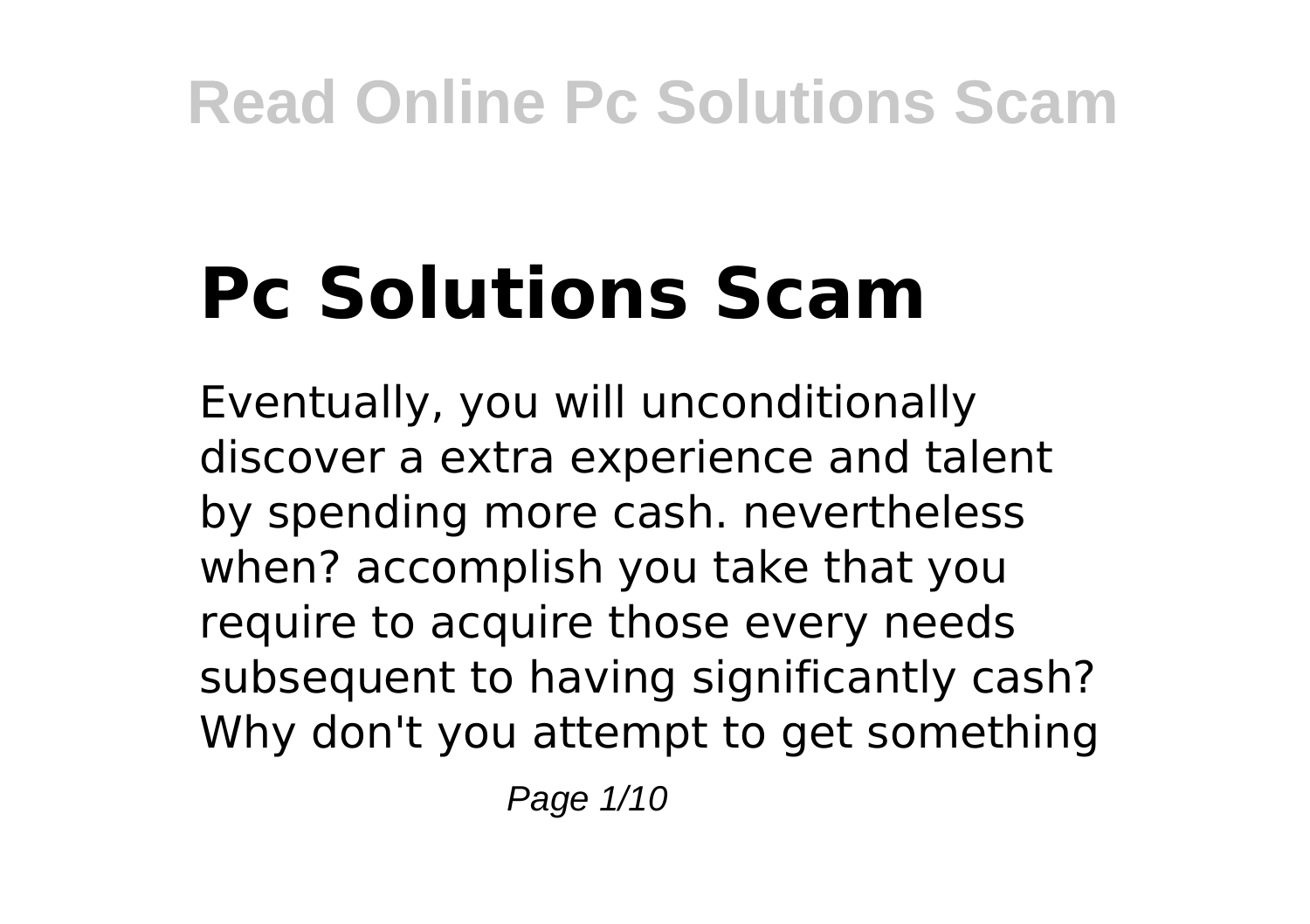# Pc Solutions Scam

Eventually, you will unconditionally discover a extra experience and talent by spending more cash. nevertheless when? accomplish you take that you require to acquire those every needs subsequent to having significantly cash? Why don't you attempt to get something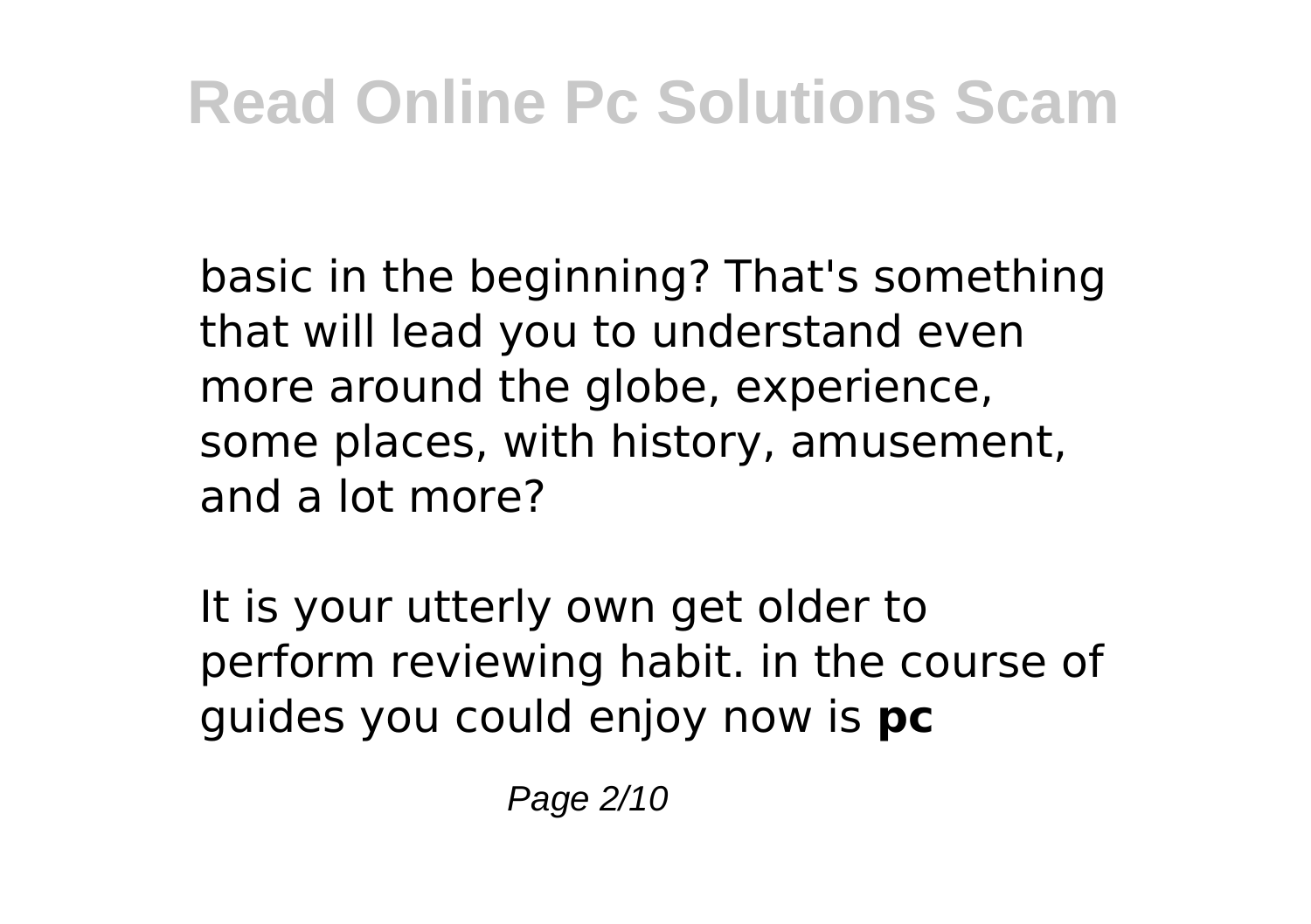basic in the beginning? That's something that will lead you to understand even more around the globe, experience, some places, with history, amusement, and a lot more?

It is your utterly own get older to perform reviewing habit. in the course of guides you could enjoy now is **pc**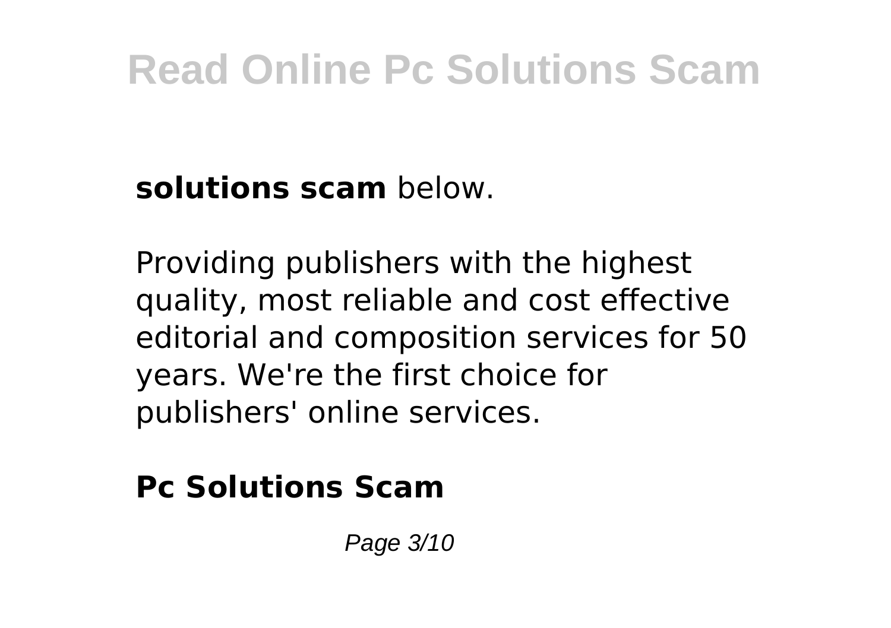**solutions scam** below.

Providing publishers with the highest quality, most reliable and cost effective editorial and composition services for 50 years. We're the first choice for publishers' online services.

## Pc Solutions Scam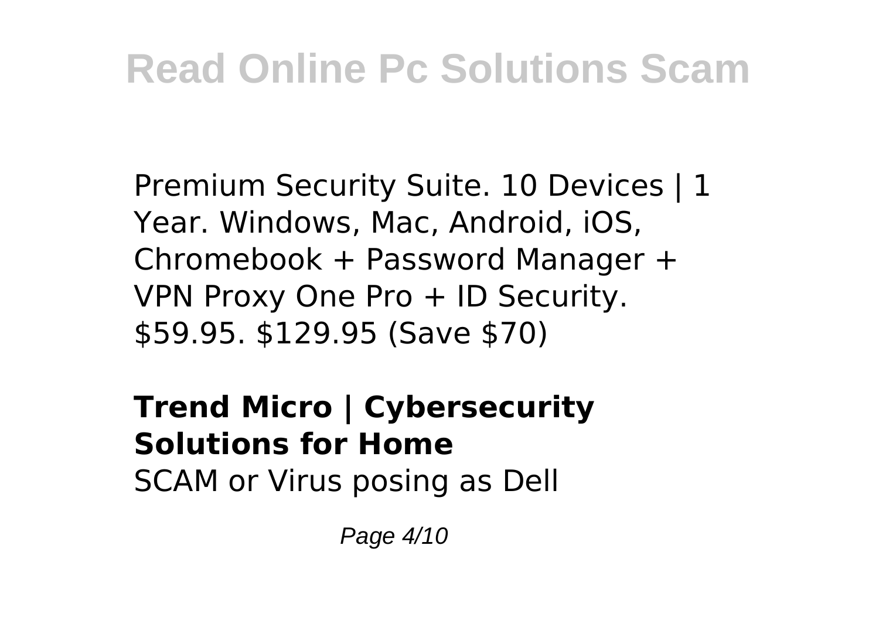Premium Security Suite. 10 Devices | 1 Year. Windows, Mac, Android, iOS, Chromebook + Password Manager + VPN Proxy One Pro + ID Security. $59.95. $129.95 (Save $70)

**Trend Micro | Cybersecurity Solutions for Home**

SCAM or Virus posing as Dell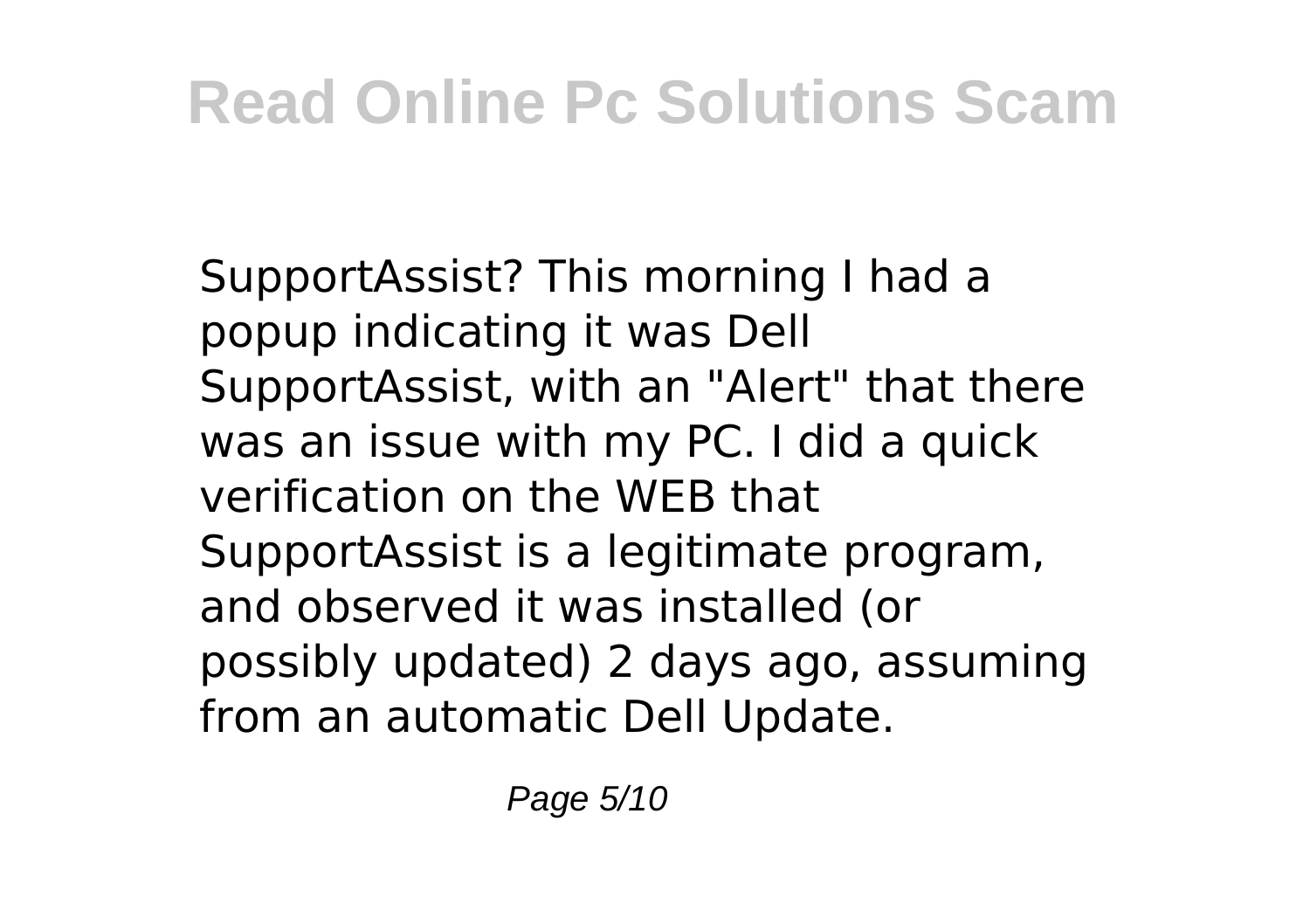SupportAssist? This morning I had a popup indicating it was Dell SupportAssist, with an "Alert" that there was an issue with my PC. I did a quick verification on the WEB that SupportAssist is a legitimate program, and observed it was installed (or possibly updated) 2 days ago, assuming from an automatic Dell Update.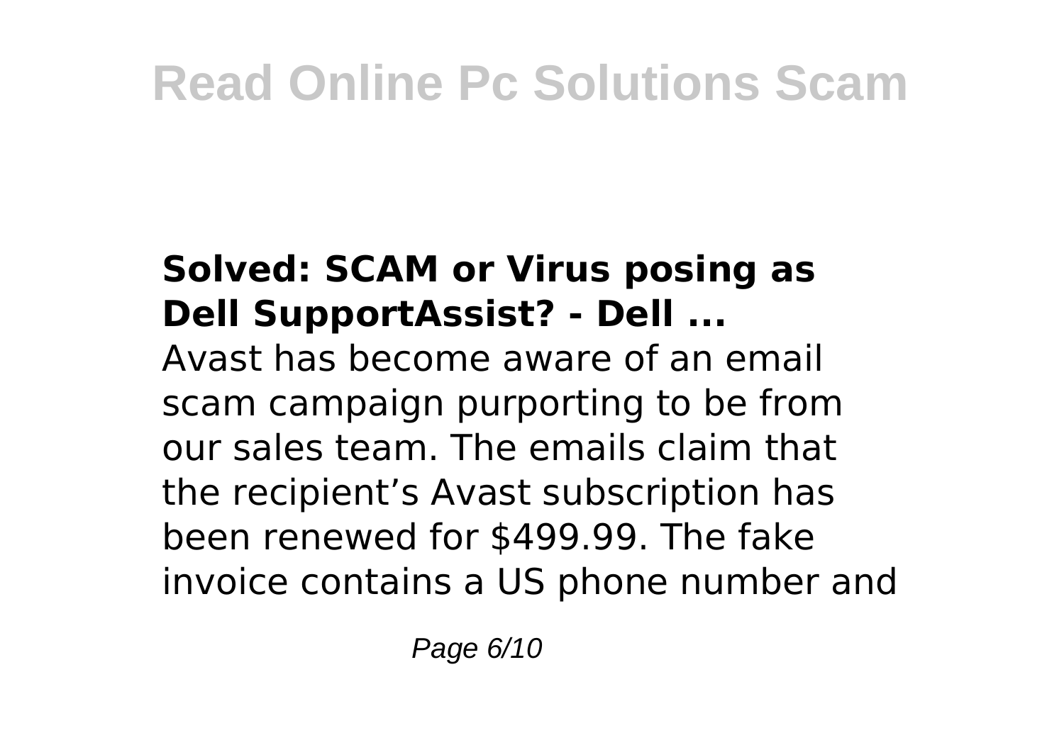### Solved: SCAM or Virus posing as Dell SupportAssist? - Dell ...

Avast has become aware of an email scam campaign purporting to be from our sales team. The emails claim that the recipient’s Avast subscription has been renewed for $499.99. The fake invoice contains a US phone number and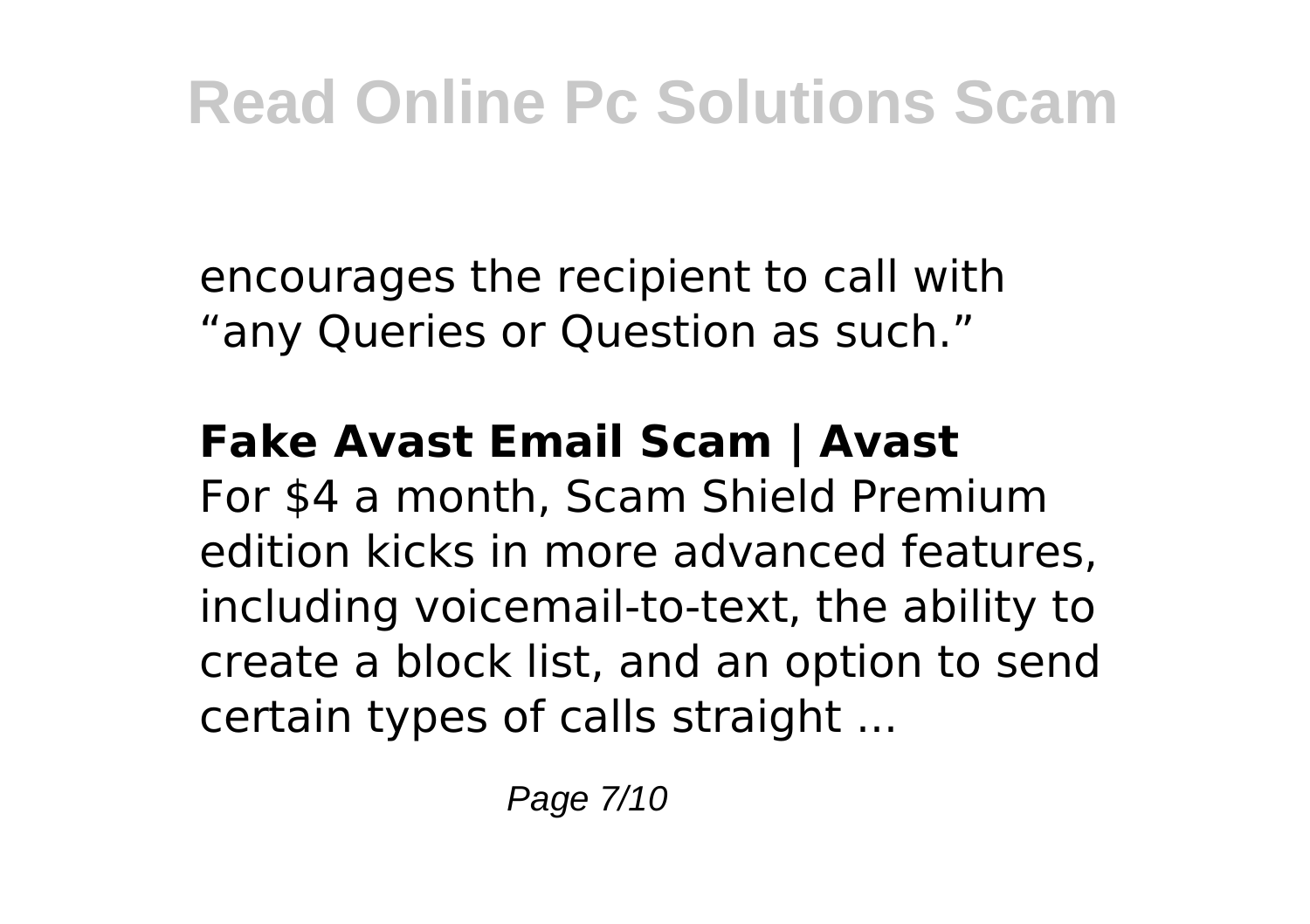encourages the recipient to call with "any Queries or Question as such."

**Fake Avast Email Scam | Avast**

For $4 a month, Scam Shield Premium edition kicks in more advanced features, including voicemail-to-text, the ability to create a block list, and an option to send certain types of calls straight ...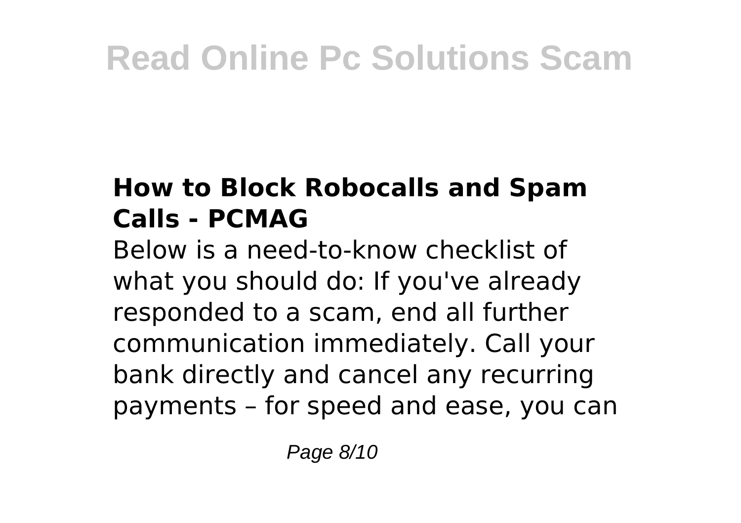### How to Block Robocalls and Spam Calls - PCMAG

Below is a need-to-know checklist of what you should do: If you've already responded to a scam, end all further communication immediately. Call your bank directly and cancel any recurring payments – for speed and ease, you can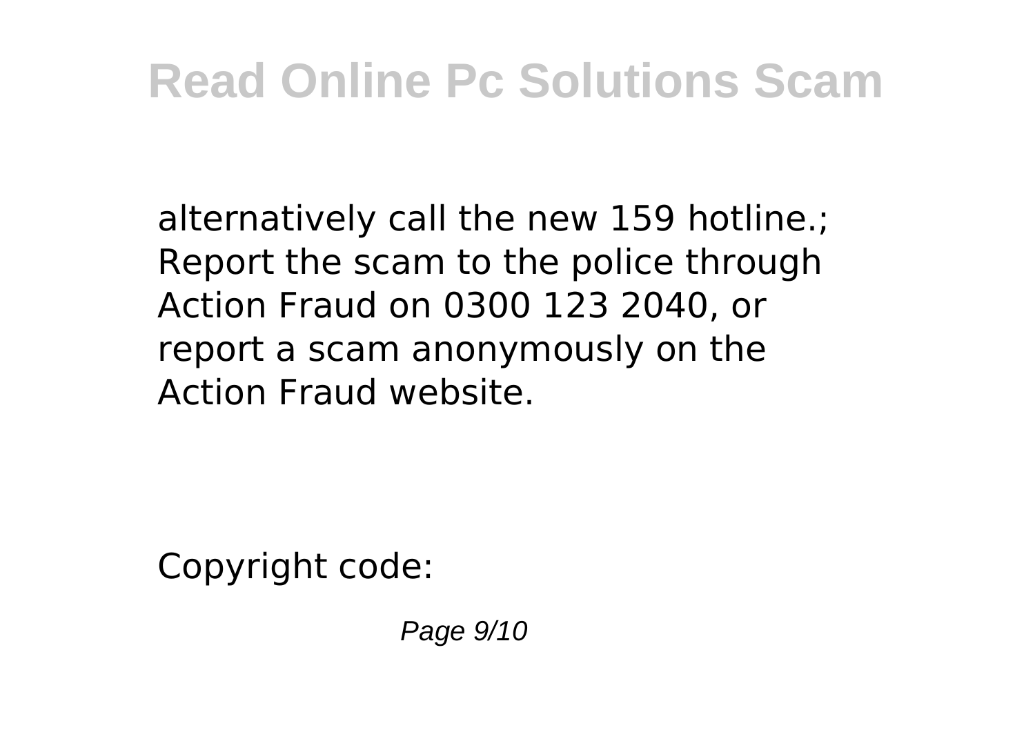alternatively call the new 159 hotline.; Report the scam to the police through Action Fraud on 0300 123 2040, or report a scam anonymously on the Action Fraud website.

Copyright code: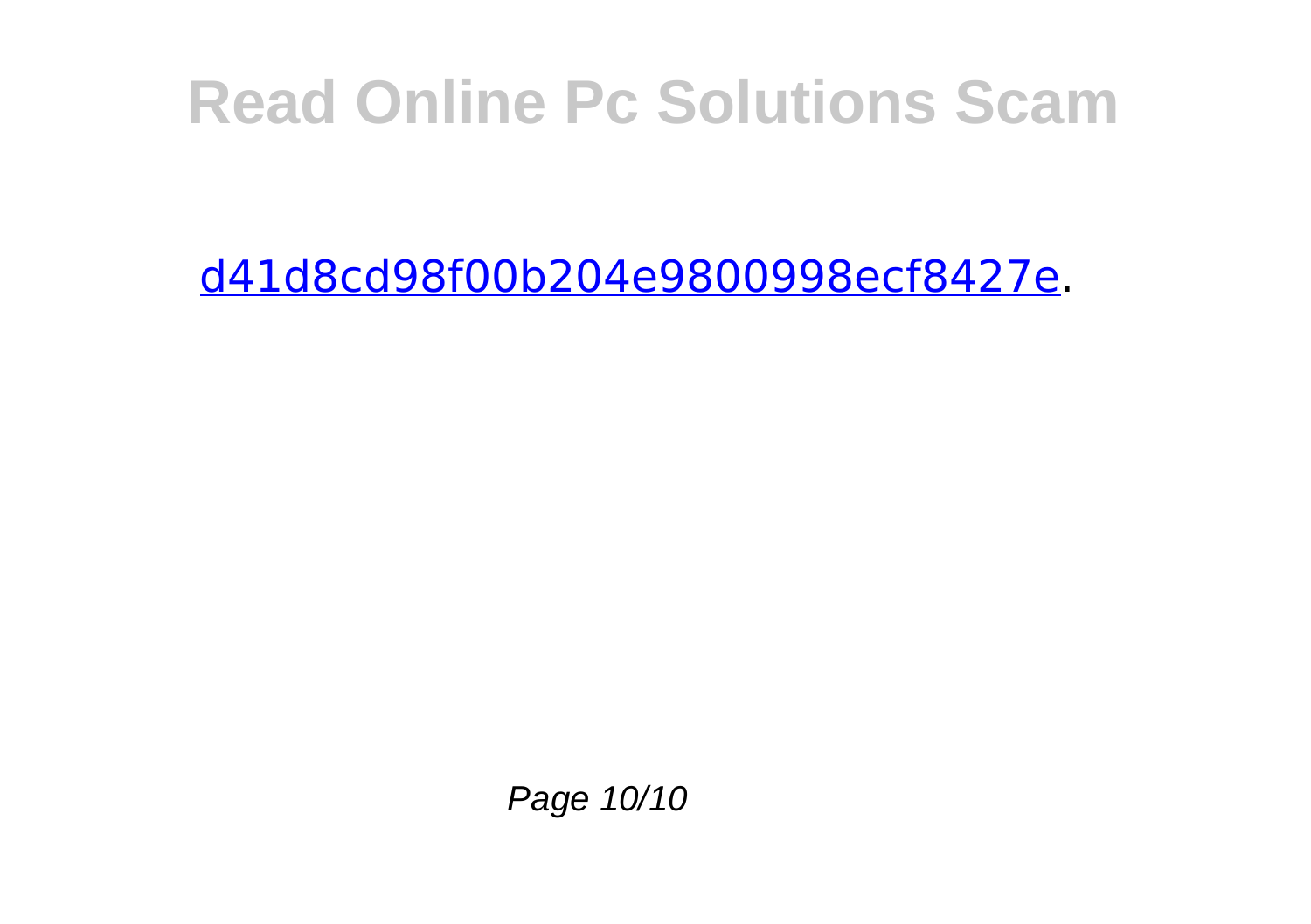d41d8cd98f00b204e9800998ecf8427e.